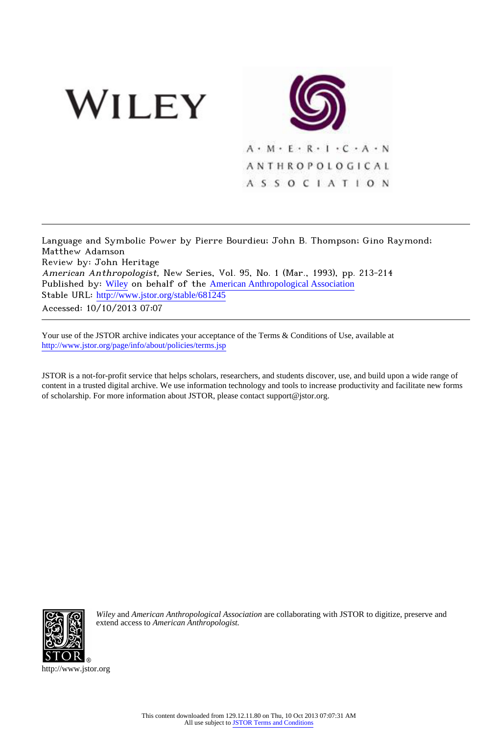WILEY

A · M · E · R · I · C · A · N
ANTHROPOLOGICAL
ASSOCIATION

---

Language and Symbolic Power by Pierre Bourdieu; John B. Thompson; Gino Raymond; Matthew Adamson
Review by: John Heritage
*American Anthropologist*, New Series, Vol. 95, No. 1 (Mar., 1993), pp. 213-214
Published by: Wiley on behalf of the American Anthropological Association
Stable URL: http://www.jstor.org/stable/681245
Accessed: 10/10/2013 07:07

---

Your use of the JSTOR archive indicates your acceptance of the Terms & Conditions of Use, available at
http://www.jstor.org/page/info/about/policies/terms.jsp

JSTOR is a not-for-profit service that helps scholars, researchers, and students discover, use, and build upon a wide range of content in a trusted digital archive. We use information technology and tools to increase productivity and facilitate new forms of scholarship. For more information about JSTOR, please contact support@jstor.org.

*Wiley* and *American Anthropological Association* are collaborating with JSTOR to digitize, preserve and extend access to *American Anthropologist.*

http://www.jstor.org

This content downloaded from 129.12.11.80 on Thu, 10 Oct 2013 07:07:31 AM
All use subject to JSTOR Terms and Conditions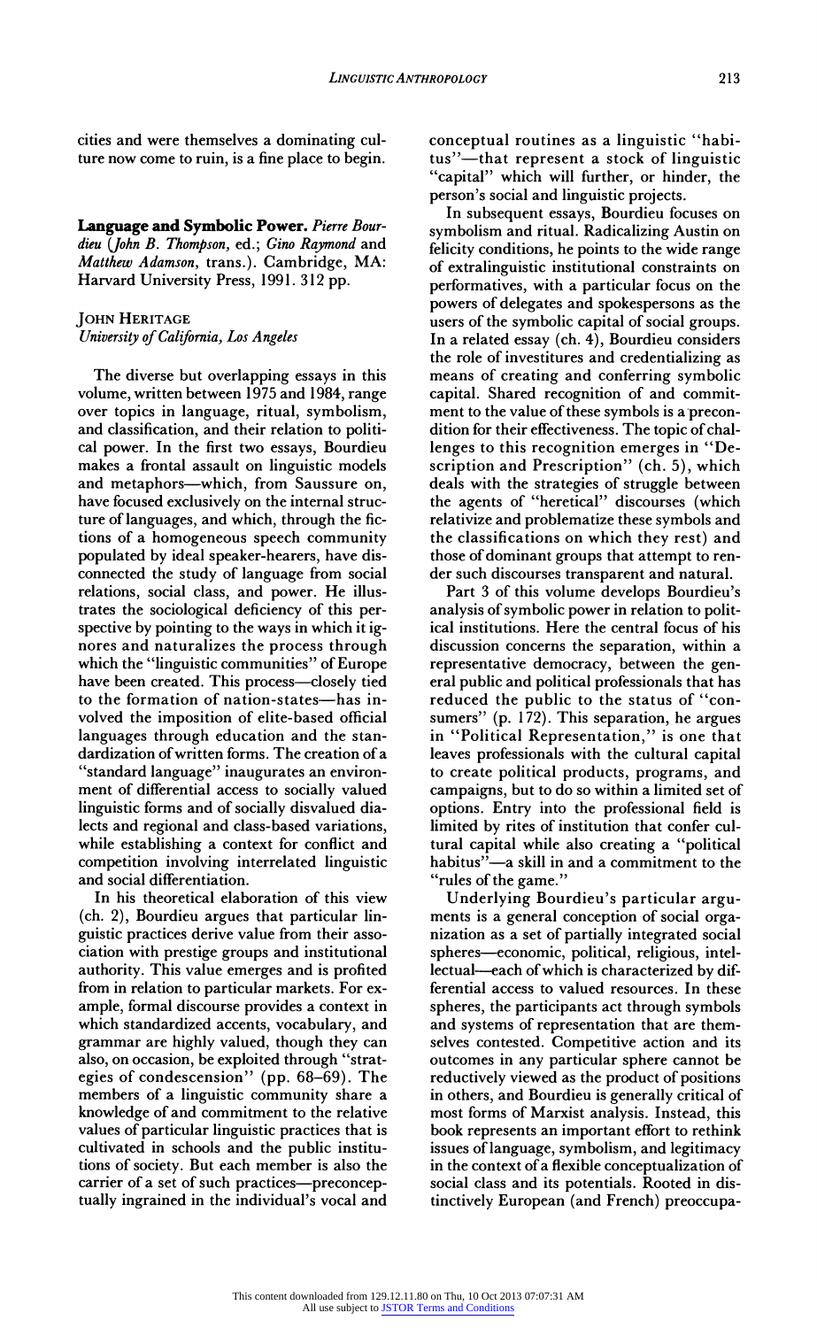cities and were themselves a dominating culture now come to ruin, is a fine place to begin.

**Language and Symbolic Power.** *Pierre Bourdieu (John B. Thompson, ed.; Gino Raymond and Matthew Adamson, trans.).* Cambridge, MA: Harvard University Press, 1991. 312 pp.

JOHN HERITAGE
*University of California, Los Angeles*

The diverse but overlapping essays in this volume, written between 1975 and 1984, range over topics in language, ritual, symbolism, and classification, and their relation to political power. In the first two essays, Bourdieu makes a frontal assault on linguistic models and metaphors—which, from Saussure on, have focused exclusively on the internal structure of languages, and which, through the fictions of a homogeneous speech community populated by ideal speaker-hearers, have disconnected the study of language from social relations, social class, and power. He illustrates the sociological deficiency of this perspective by pointing to the ways in which it ignores and naturalizes the process through which the "linguistic communities" of Europe have been created. This process—closely tied to the formation of nation-states—has involved the imposition of elite-based official languages through education and the standardization of written forms. The creation of a "standard language" inaugurates an environment of differential access to socially valued linguistic forms and of socially disvalued dialects and regional and class-based variations, while establishing a context for conflict and competition involving interrelated linguistic and social differentiation.

In his theoretical elaboration of this view (ch. 2), Bourdieu argues that particular linguistic practices derive value from their association with prestige groups and institutional authority. This value emerges and is profited from in relation to particular markets. For example, formal discourse provides a context in which standardized accents, vocabulary, and grammar are highly valued, though they can also, on occasion, be exploited through "strategies of condescension" (pp. 68–69). The members of a linguistic community share a knowledge of and commitment to the relative values of particular linguistic practices that is cultivated in schools and the public institutions of society. But each member is also the carrier of a set of such practices—preconceptually ingrained in the individual's vocal and conceptual routines as a linguistic "habitus"—that represent a stock of linguistic "capital" which will further, or hinder, the person's social and linguistic projects.

In subsequent essays, Bourdieu focuses on symbolism and ritual. Radicalizing Austin on felicity conditions, he points to the wide range of extralinguistic institutional constraints on performatives, with a particular focus on the powers of delegates and spokespersons as the users of the symbolic capital of social groups. In a related essay (ch. 4), Bourdieu considers the role of investitures and credentializing as means of creating and conferring symbolic capital. Shared recognition of and commitment to the value of these symbols is a precondition for their effectiveness. The topic of challenges to this recognition emerges in "Description and Prescription" (ch. 5), which deals with the strategies of struggle between the agents of "heretical" discourses (which relativize and problematize these symbols and the classifications on which they rest) and those of dominant groups that attempt to render such discourses transparent and natural.

Part 3 of this volume develops Bourdieu's analysis of symbolic power in relation to political institutions. Here the central focus of his discussion concerns the separation, within a representative democracy, between the general public and political professionals that has reduced the public to the status of "consumers" (p. 172). This separation, he argues in "Political Representation," is one that leaves professionals with the cultural capital to create political products, programs, and campaigns, but to do so within a limited set of options. Entry into the professional field is limited by rites of institution that confer cultural capital while also creating a "political habitus"—a skill in and a commitment to the "rules of the game."

Underlying Bourdieu's particular arguments is a general conception of social organization as a set of partially integrated social spheres—economic, political, religious, intellectual—each of which is characterized by differential access to valued resources. In these spheres, the participants act through symbols and systems of representation that are themselves contested. Competitive action and its outcomes in any particular sphere cannot be reductively viewed as the product of positions in others, and Bourdieu is generally critical of most forms of Marxist analysis. Instead, this book represents an important effort to rethink issues of language, symbolism, and legitimacy in the context of a flexible conceptualization of social class and its potentials. Rooted in distinctively European (and French) preoccupa-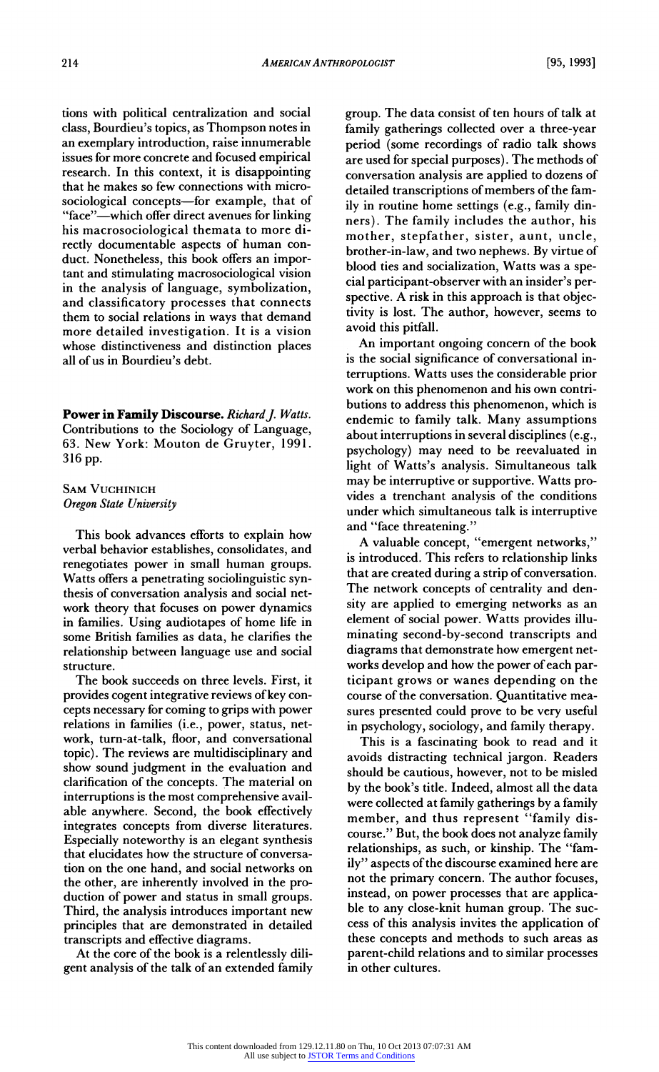tions with political centralization and social class, Bourdieu's topics, as Thompson notes in an exemplary introduction, raise innumerable issues for more concrete and focused empirical research. In this context, it is disappointing that he makes so few connections with microsociological concepts—for example, that of "face"—which offer direct avenues for linking his macrosociological themata to more directly documentable aspects of human conduct. Nonetheless, this book offers an important and stimulating macrosociological vision in the analysis of language, symbolization, and classificatory processes that connects them to social relations in ways that demand more detailed investigation. It is a vision whose distinctiveness and distinction places all of us in Bourdieu's debt.

**Power in Family Discourse.** *Richard J. Watts.* Contributions to the Sociology of Language, 63. New York: Mouton de Gruyter, 1991. 316 pp.

SAM VUCHINICH
*Oregon State University*

This book advances efforts to explain how verbal behavior establishes, consolidates, and renegotiates power in small human groups. Watts offers a penetrating sociolinguistic synthesis of conversation analysis and social network theory that focuses on power dynamics in families. Using audiotapes of home life in some British families as data, he clarifies the relationship between language use and social structure.

The book succeeds on three levels. First, it provides cogent integrative reviews of key concepts necessary for coming to grips with power relations in families (i.e., power, status, network, turn-at-talk, floor, and conversational topic). The reviews are multidisciplinary and show sound judgment in the evaluation and clarification of the concepts. The material on interruptions is the most comprehensive available anywhere. Second, the book effectively integrates concepts from diverse literatures. Especially noteworthy is an elegant synthesis that elucidates how the structure of conversation on the one hand, and social networks on the other, are inherently involved in the production of power and status in small groups. Third, the analysis introduces important new principles that are demonstrated in detailed transcripts and effective diagrams.

At the core of the book is a relentlessly diligent analysis of the talk of an extended family group. The data consist of ten hours of talk at family gatherings collected over a three-year period (some recordings of radio talk shows are used for special purposes). The methods of conversation analysis are applied to dozens of detailed transcriptions of members of the family in routine home settings (e.g., family dinners). The family includes the author, his mother, stepfather, sister, aunt, uncle, brother-in-law, and two nephews. By virtue of blood ties and socialization, Watts was a special participant-observer with an insider's perspective. A risk in this approach is that objectivity is lost. The author, however, seems to avoid this pitfall.

An important ongoing concern of the book is the social significance of conversational interruptions. Watts uses the considerable prior work on this phenomenon and his own contributions to address this phenomenon, which is endemic to family talk. Many assumptions about interruptions in several disciplines (e.g., psychology) may need to be reevaluated in light of Watts's analysis. Simultaneous talk may be interruptive or supportive. Watts provides a trenchant analysis of the conditions under which simultaneous talk is interruptive and "face threatening."

A valuable concept, "emergent networks," is introduced. This refers to relationship links that are created during a strip of conversation. The network concepts of centrality and density are applied to emerging networks as an element of social power. Watts provides illuminating second-by-second transcripts and diagrams that demonstrate how emergent networks develop and how the power of each participant grows or wanes depending on the course of the conversation. Quantitative measures presented could prove to be very useful in psychology, sociology, and family therapy.

This is a fascinating book to read and it avoids distracting technical jargon. Readers should be cautious, however, not to be misled by the book's title. Indeed, almost all the data were collected at family gatherings by a family member, and thus represent "family discourse." But, the book does not analyze family relationships, as such, or kinship. The "family" aspects of the discourse examined here are not the primary concern. The author focuses, instead, on power processes that are applicable to any close-knit human group. The success of this analysis invites the application of these concepts and methods to such areas as parent-child relations and to similar processes in other cultures.